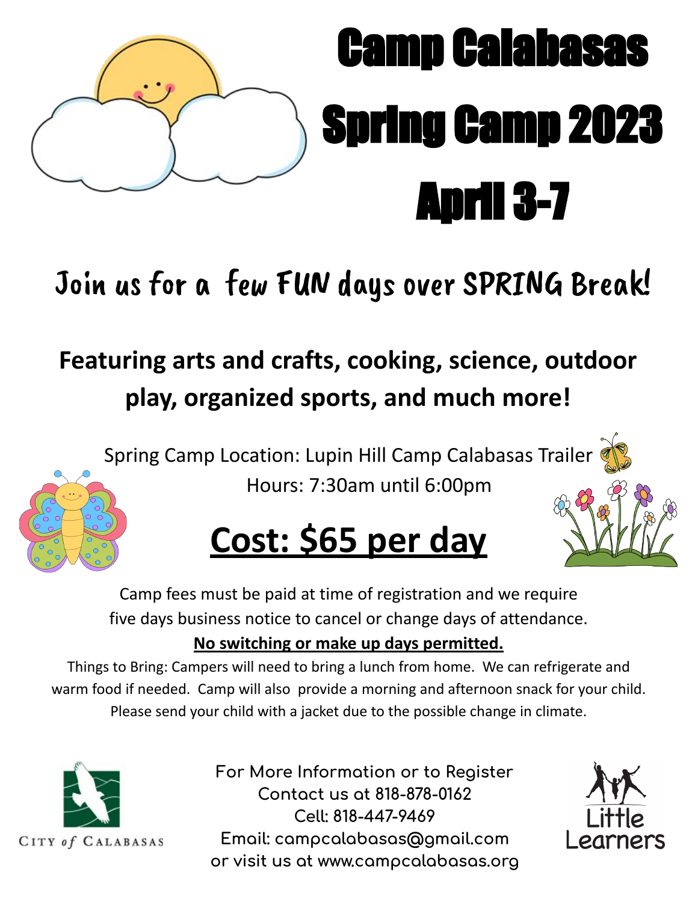# Camp Calabasas Spring Camp 2023 April 3-7

## Join us for a few FUN days over SPRING Break!

**Featuring arts and crafts, cooking, science, outdoor play, organized sports, and much more!**

Spring Camp Location: Lupin Hill Camp Calabasas Trailer

Hours: 7:30am until 6:00pm

## **Cost: $65 per day**

Camp fees must be paid at time of registration and we require five days business notice to cancel or change days of attendance.

**No switching or make up days permitted.**

Things to Bring: Campers will need to bring a lunch from home. We can refrigerate and warm food if needed. Camp will also provide a morning and afternoon snack for your child. Please send your child with a jacket due to the possible change in climate.

CITY of CALABASAS

For More Information or to Register
Contact us at 818-878-0162
Cell: 818-447-9469
Email: campcalabasas@gmail.com
or visit us at www.campcalabasas.org

Little Learners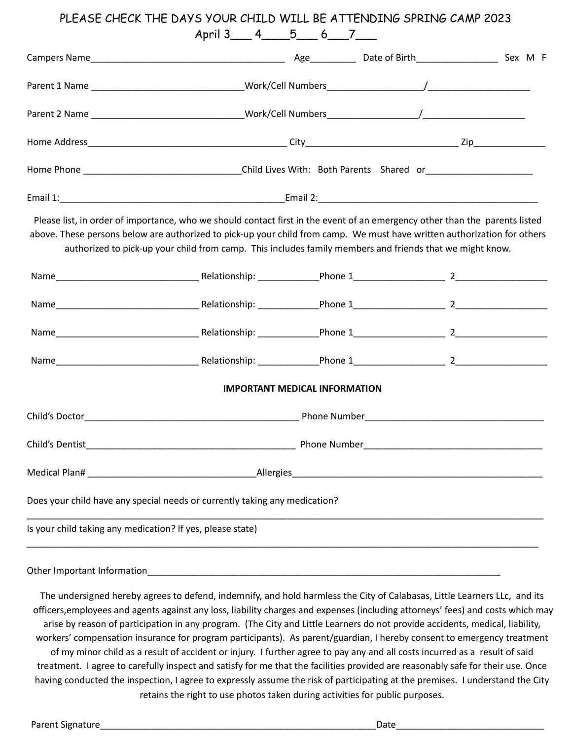PLEASE CHECK THE DAYS YOUR CHILD WILL BE ATTENDING SPRING CAMP 2023

April 3___ 4____5___ 6___7___

Campers Name_______________________________________ Age_________ Date of Birth________________ Sex M F

Parent 1 Name ______________________________Work/Cell Numbers__________________/____________________

Parent 2 Name ______________________________Work/Cell Numbers_________________/____________________

Home Address________________________________________ City______________________________ Zip______________

Home Phone _______________________________Child Lives With: Both Parents Shared or_____________________

Email 1:_____________________________________________Email 2:___________________________________________

Please list, in order of importance, who we should contact first in the event of an emergency other than the parents listed above. These persons below are authorized to pick-up your child from camp. We must have written authorization for others authorized to pick-up your child from camp. This includes family members and friends that we might know.

Name____________________________ Relationship: ____________Phone 1__________________ 2__________________

Name____________________________ Relationship: ____________Phone 1__________________ 2__________________

Name____________________________ Relationship: ____________Phone 1__________________ 2__________________

Name____________________________ Relationship: ____________Phone 1__________________ 2__________________

**IMPORTANT MEDICAL INFORMATION**

Child's Doctor____________________________________________ Phone Number____________________________________

Child's Dentist___________________________________________ Phone Number____________________________________

Medical Plan# _________________________________Allergies__________________________________________________

Does your child have any special needs or currently taking any medication?

______________________________________________________________________________________________________

Is your child taking any medication? If yes, please state)

______________________________________________________________________________________________________

Other Important Information_______________________________________________________________________

The undersigned hereby agrees to defend, indemnify, and hold harmless the City of Calabasas, Little Learners LLc, and its officers,employees and agents against any loss, liability charges and expenses (including attorneys' fees) and costs which may arise by reason of participation in any program. (The City and Little Learners do not provide accidents, medical, liability, workers' compensation insurance for program participants). As parent/guardian, I hereby consent to emergency treatment of my minor child as a result of accident or injury. I further agree to pay any and all costs incurred as a result of said treatment. I agree to carefully inspect and satisfy for me that the facilities provided are reasonably safe for their use. Once having conducted the inspection, I agree to expressly assume the risk of participating at the premises. I understand the City retains the right to use photos taken during activities for public purposes.

Parent Signature________________________________________________________Date_____________________________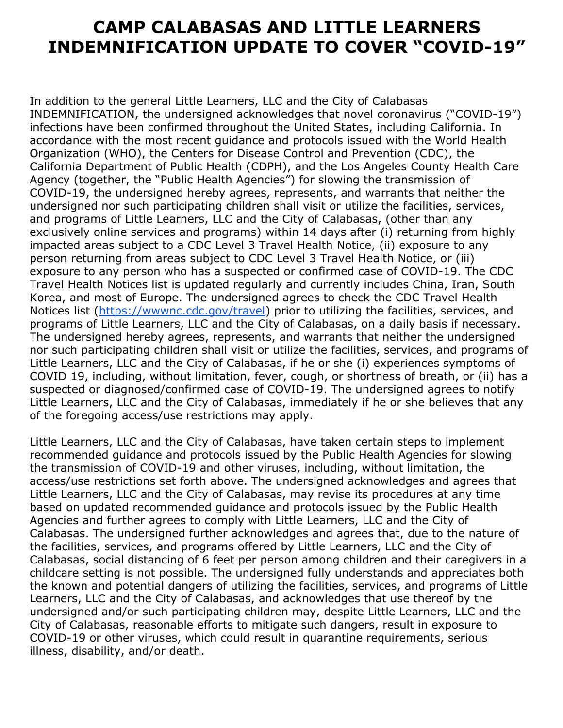# CAMP CALABASAS AND LITTLE LEARNERS INDEMNIFICATION UPDATE TO COVER "COVID-19"

In addition to the general Little Learners, LLC and the City of Calabasas INDEMNIFICATION, the undersigned acknowledges that novel coronavirus ("COVID-19") infections have been confirmed throughout the United States, including California. In accordance with the most recent guidance and protocols issued with the World Health Organization (WHO), the Centers for Disease Control and Prevention (CDC), the California Department of Public Health (CDPH), and the Los Angeles County Health Care Agency (together, the "Public Health Agencies") for slowing the transmission of COVID-19, the undersigned hereby agrees, represents, and warrants that neither the undersigned nor such participating children shall visit or utilize the facilities, services, and programs of Little Learners, LLC and the City of Calabasas, (other than any exclusively online services and programs) within 14 days after (i) returning from highly impacted areas subject to a CDC Level 3 Travel Health Notice, (ii) exposure to any person returning from areas subject to CDC Level 3 Travel Health Notice, or (iii) exposure to any person who has a suspected or confirmed case of COVID-19. The CDC Travel Health Notices list is updated regularly and currently includes China, Iran, South Korea, and most of Europe. The undersigned agrees to check the CDC Travel Health Notices list ([https://wwwnc.cdc.gov/travel](https://wwwnc.cdc.gov/travel)) prior to utilizing the facilities, services, and programs of Little Learners, LLC and the City of Calabasas, on a daily basis if necessary. The undersigned hereby agrees, represents, and warrants that neither the undersigned nor such participating children shall visit or utilize the facilities, services, and programs of Little Learners, LLC and the City of Calabasas, if he or she (i) experiences symptoms of COVID 19, including, without limitation, fever, cough, or shortness of breath, or (ii) has a suspected or diagnosed/confirmed case of COVID-19. The undersigned agrees to notify Little Learners, LLC and the City of Calabasas, immediately if he or she believes that any of the foregoing access/use restrictions may apply.

Little Learners, LLC and the City of Calabasas, have taken certain steps to implement recommended guidance and protocols issued by the Public Health Agencies for slowing the transmission of COVID-19 and other viruses, including, without limitation, the access/use restrictions set forth above. The undersigned acknowledges and agrees that Little Learners, LLC and the City of Calabasas, may revise its procedures at any time based on updated recommended guidance and protocols issued by the Public Health Agencies and further agrees to comply with Little Learners, LLC and the City of Calabasas. The undersigned further acknowledges and agrees that, due to the nature of the facilities, services, and programs offered by Little Learners, LLC and the City of Calabasas, social distancing of 6 feet per person among children and their caregivers in a childcare setting is not possible. The undersigned fully understands and appreciates both the known and potential dangers of utilizing the facilities, services, and programs of Little Learners, LLC and the City of Calabasas, and acknowledges that use thereof by the undersigned and/or such participating children may, despite Little Learners, LLC and the City of Calabasas, reasonable efforts to mitigate such dangers, result in exposure to COVID-19 or other viruses, which could result in quarantine requirements, serious illness, disability, and/or death.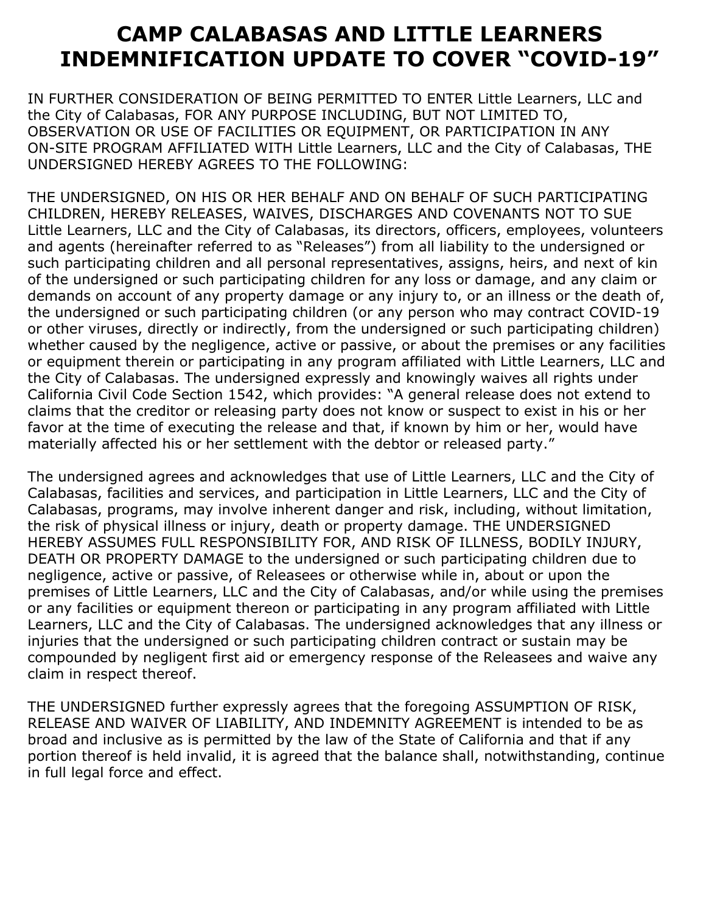# CAMP CALABASAS AND LITTLE LEARNERS INDEMNIFICATION UPDATE TO COVER "COVID-19"

IN FURTHER CONSIDERATION OF BEING PERMITTED TO ENTER Little Learners, LLC and the City of Calabasas, FOR ANY PURPOSE INCLUDING, BUT NOT LIMITED TO, OBSERVATION OR USE OF FACILITIES OR EQUIPMENT, OR PARTICIPATION IN ANY ON-SITE PROGRAM AFFILIATED WITH Little Learners, LLC and the City of Calabasas, THE UNDERSIGNED HEREBY AGREES TO THE FOLLOWING:

THE UNDERSIGNED, ON HIS OR HER BEHALF AND ON BEHALF OF SUCH PARTICIPATING CHILDREN, HEREBY RELEASES, WAIVES, DISCHARGES AND COVENANTS NOT TO SUE Little Learners, LLC and the City of Calabasas, its directors, officers, employees, volunteers and agents (hereinafter referred to as "Releases") from all liability to the undersigned or such participating children and all personal representatives, assigns, heirs, and next of kin of the undersigned or such participating children for any loss or damage, and any claim or demands on account of any property damage or any injury to, or an illness or the death of, the undersigned or such participating children (or any person who may contract COVID-19 or other viruses, directly or indirectly, from the undersigned or such participating children) whether caused by the negligence, active or passive, or about the premises or any facilities or equipment therein or participating in any program affiliated with Little Learners, LLC and the City of Calabasas. The undersigned expressly and knowingly waives all rights under California Civil Code Section 1542, which provides: "A general release does not extend to claims that the creditor or releasing party does not know or suspect to exist in his or her favor at the time of executing the release and that, if known by him or her, would have materially affected his or her settlement with the debtor or released party."

The undersigned agrees and acknowledges that use of Little Learners, LLC and the City of Calabasas, facilities and services, and participation in Little Learners, LLC and the City of Calabasas, programs, may involve inherent danger and risk, including, without limitation, the risk of physical illness or injury, death or property damage. THE UNDERSIGNED HEREBY ASSUMES FULL RESPONSIBILITY FOR, AND RISK OF ILLNESS, BODILY INJURY, DEATH OR PROPERTY DAMAGE to the undersigned or such participating children due to negligence, active or passive, of Releasees or otherwise while in, about or upon the premises of Little Learners, LLC and the City of Calabasas, and/or while using the premises or any facilities or equipment thereon or participating in any program affiliated with Little Learners, LLC and the City of Calabasas. The undersigned acknowledges that any illness or injuries that the undersigned or such participating children contract or sustain may be compounded by negligent first aid or emergency response of the Releasees and waive any claim in respect thereof.

THE UNDERSIGNED further expressly agrees that the foregoing ASSUMPTION OF RISK, RELEASE AND WAIVER OF LIABILITY, AND INDEMNITY AGREEMENT is intended to be as broad and inclusive as is permitted by the law of the State of California and that if any portion thereof is held invalid, it is agreed that the balance shall, notwithstanding, continue in full legal force and effect.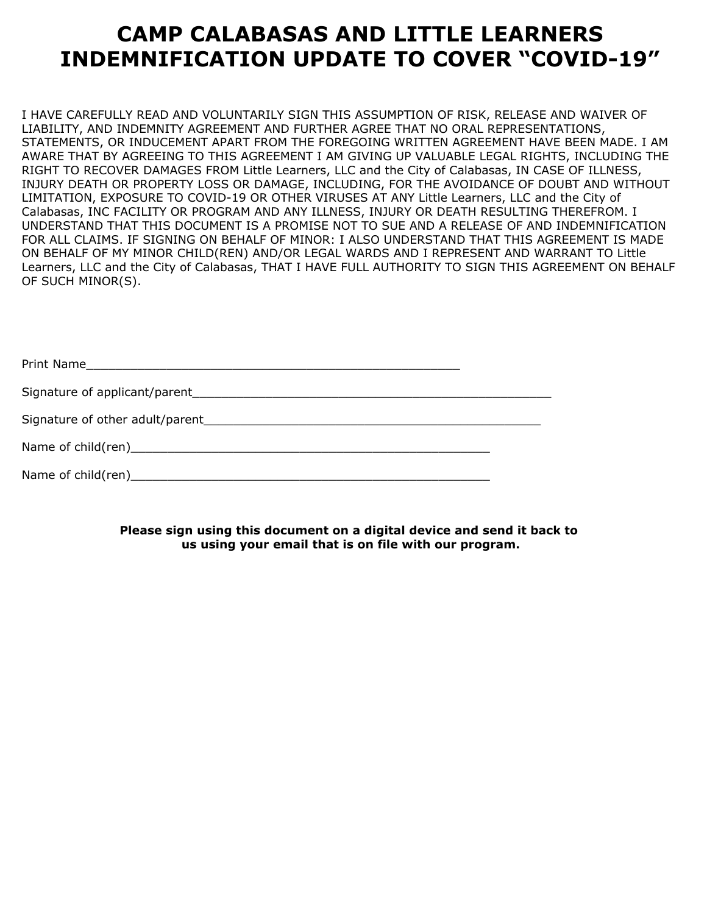# CAMP CALABASAS AND LITTLE LEARNERS INDEMNIFICATION UPDATE TO COVER "COVID-19"

I HAVE CAREFULLY READ AND VOLUNTARILY SIGN THIS ASSUMPTION OF RISK, RELEASE AND WAIVER OF LIABILITY, AND INDEMNITY AGREEMENT AND FURTHER AGREE THAT NO ORAL REPRESENTATIONS, STATEMENTS, OR INDUCEMENT APART FROM THE FOREGOING WRITTEN AGREEMENT HAVE BEEN MADE. I AM AWARE THAT BY AGREEING TO THIS AGREEMENT I AM GIVING UP VALUABLE LEGAL RIGHTS, INCLUDING THE RIGHT TO RECOVER DAMAGES FROM Little Learners, LLC and the City of Calabasas, IN CASE OF ILLNESS, INJURY DEATH OR PROPERTY LOSS OR DAMAGE, INCLUDING, FOR THE AVOIDANCE OF DOUBT AND WITHOUT LIMITATION, EXPOSURE TO COVID-19 OR OTHER VIRUSES AT ANY Little Learners, LLC and the City of Calabasas, INC FACILITY OR PROGRAM AND ANY ILLNESS, INJURY OR DEATH RESULTING THEREFROM. I UNDERSTAND THAT THIS DOCUMENT IS A PROMISE NOT TO SUE AND A RELEASE OF AND INDEMNIFICATION FOR ALL CLAIMS. IF SIGNING ON BEHALF OF MINOR: I ALSO UNDERSTAND THAT THIS AGREEMENT IS MADE ON BEHALF OF MY MINOR CHILD(REN) AND/OR LEGAL WARDS AND I REPRESENT AND WARRANT TO Little Learners, LLC and the City of Calabasas, THAT I HAVE FULL AUTHORITY TO SIGN THIS AGREEMENT ON BEHALF OF SUCH MINOR(S).

Print Name_____________________________________________________

Signature of applicant/parent__________________________________________________

Signature of other adult/parent________________________________________________

Name of child(ren)___________________________________________________

Name of child(ren)___________________________________________________

**Please sign using this document on a digital device and send it back to us using your email that is on file with our program.**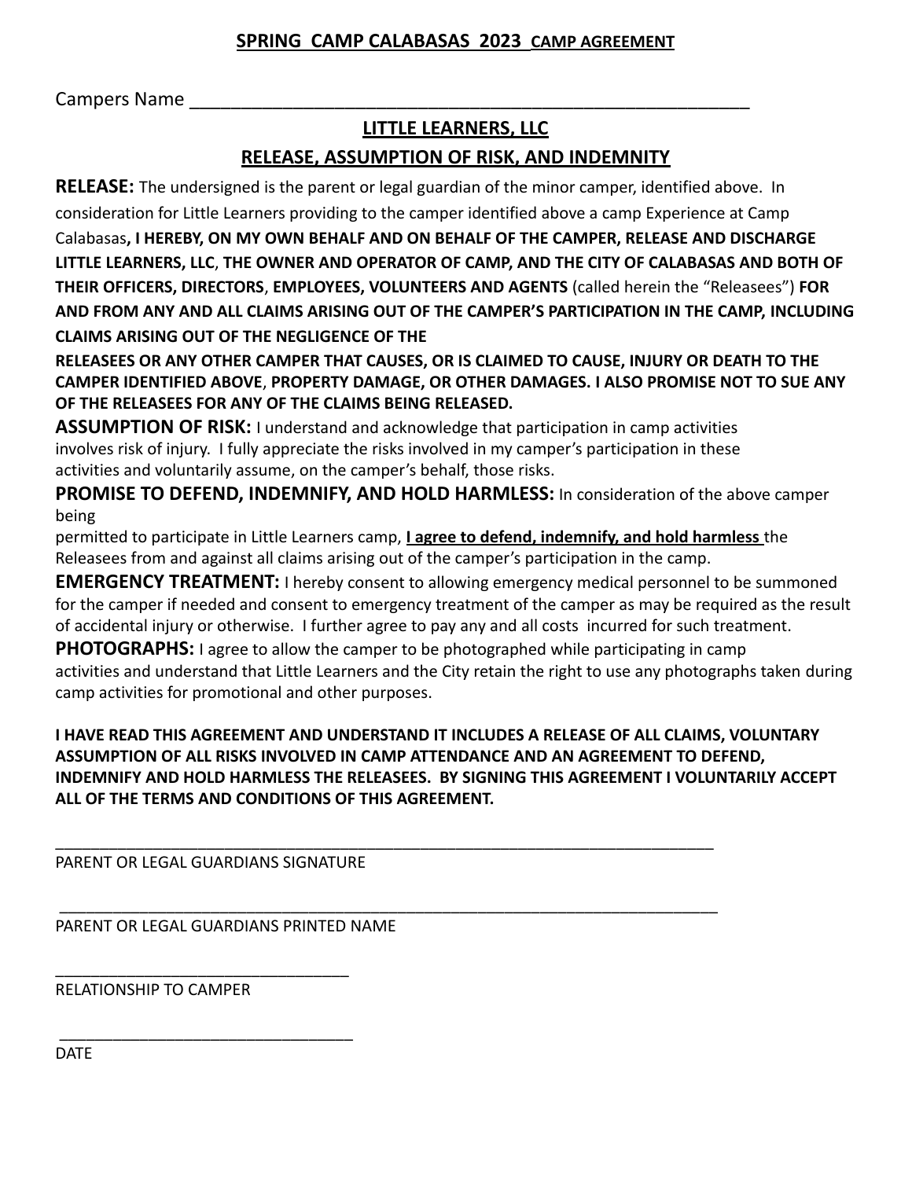## SPRING CAMP CALABASAS 2023 CAMP AGREEMENT

Campers Name ____________________________________________________

## LITTLE LEARNERS, LLC

## RELEASE, ASSUMPTION OF RISK, AND INDEMNITY

**RELEASE:** The undersigned is the parent or legal guardian of the minor camper, identified above. In consideration for Little Learners providing to the camper identified above a camp Experience at Camp Calabasas**, I HEREBY, ON MY OWN BEHALF AND ON BEHALF OF THE CAMPER, RELEASE AND DISCHARGE LITTLE LEARNERS, LLC**, **THE OWNER AND OPERATOR OF CAMP, AND THE CITY OF CALABASAS AND BOTH OF THEIR OFFICERS, DIRECTORS**, **EMPLOYEES, VOLUNTEERS AND AGENTS** (called herein the "Releasees") **FOR AND FROM ANY AND ALL CLAIMS ARISING OUT OF THE CAMPER'S PARTICIPATION IN THE CAMP, INCLUDING CLAIMS ARISING OUT OF THE NEGLIGENCE OF THE RELEASEES OR ANY OTHER CAMPER THAT CAUSES, OR IS CLAIMED TO CAUSE, INJURY OR DEATH TO THE CAMPER IDENTIFIED ABOVE**, **PROPERTY DAMAGE, OR OTHER DAMAGES. I ALSO PROMISE NOT TO SUE ANY OF THE RELEASEES FOR ANY OF THE CLAIMS BEING RELEASED.**

**ASSUMPTION OF RISK:** I understand and acknowledge that participation in camp activities involves risk of injury. I fully appreciate the risks involved in my camper's participation in these activities and voluntarily assume, on the camper's behalf, those risks.

**PROMISE TO DEFEND, INDEMNIFY, AND HOLD HARMLESS:** In consideration of the above camper being permitted to participate in Little Learners camp, **I agree to defend, indemnify, and hold harmless** the Releasees from and against all claims arising out of the camper's participation in the camp.

**EMERGENCY TREATMENT:** I hereby consent to allowing emergency medical personnel to be summoned for the camper if needed and consent to emergency treatment of the camper as may be required as the result of accidental injury or otherwise. I further agree to pay any and all costs incurred for such treatment.

**PHOTOGRAPHS:** I agree to allow the camper to be photographed while participating in camp activities and understand that Little Learners and the City retain the right to use any photographs taken during camp activities for promotional and other purposes.

**I HAVE READ THIS AGREEMENT AND UNDERSTAND IT INCLUDES A RELEASE OF ALL CLAIMS, VOLUNTARY ASSUMPTION OF ALL RISKS INVOLVED IN CAMP ATTENDANCE AND AN AGREEMENT TO DEFEND, INDEMNIFY AND HOLD HARMLESS THE RELEASEES. BY SIGNING THIS AGREEMENT I VOLUNTARILY ACCEPT ALL OF THE TERMS AND CONDITIONS OF THIS AGREEMENT.**

____________________________________________________________________________
PARENT OR LEGAL GUARDIANS SIGNATURE

____________________________________________________________________________
PARENT OR LEGAL GUARDIANS PRINTED NAME

_________________________________
RELATIONSHIP TO CAMPER

_________________________________
DATE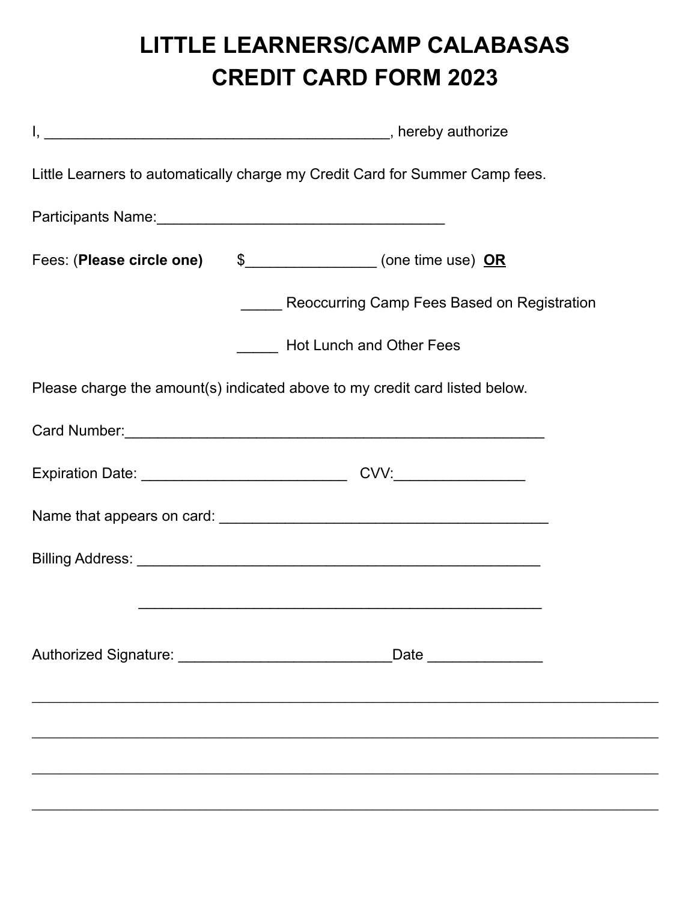# LITTLE LEARNERS/CAMP CALABASAS
# CREDIT CARD FORM 2023

I, ________________________________________, hereby authorize

Little Learners to automatically charge my Credit Card for Summer Camp fees.

Participants Name:__________________________________

Fees: (**Please circle one**) $_______________ (one time use) **OR**

_____ Reoccurring Camp Fees Based on Registration

_____ Hot Lunch and Other Fees

Please charge the amount(s) indicated above to my credit card listed below.

Card Number:__________________________________________________

Expiration Date: ________________________ CVV:_______________

Name that appears on card: _______________________________________

Billing Address: ________________________________________________

________________________________________________

Authorized Signature: _________________________Date _____________

___________________________________________________________________________

___________________________________________________________________________

___________________________________________________________________________

___________________________________________________________________________